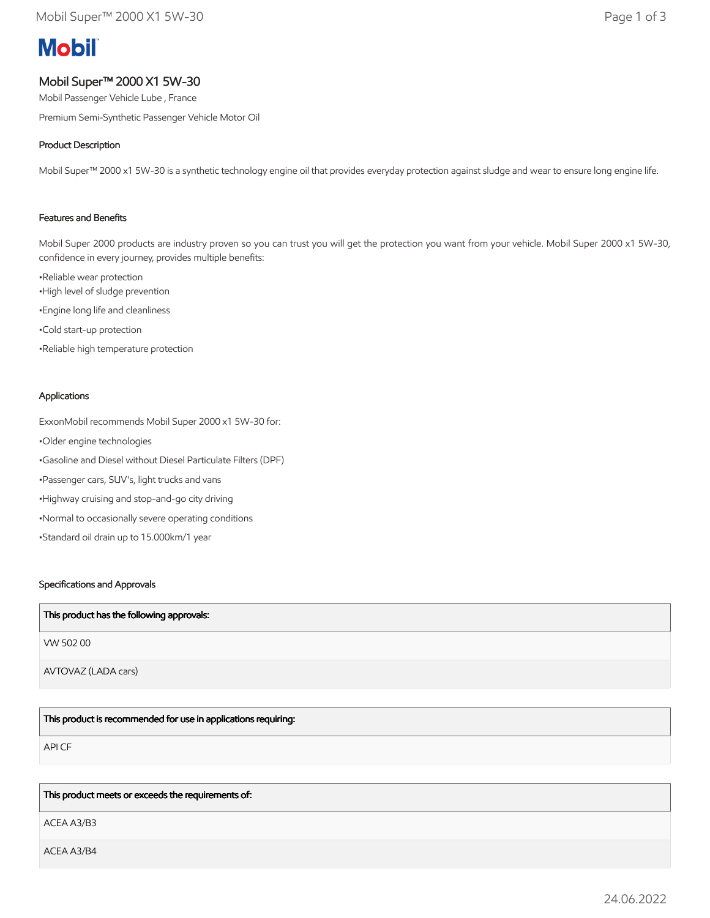# Mobil

## Mobil Super™ 2000 X1 5W-30

Mobil Passenger Vehicle Lube , France

Premium Semi-Synthetic Passenger Vehicle Motor Oil

### Product Description

Mobil Super™ 2000 x1 5W-30 is a synthetic technology engine oil that provides everyday protection against sludge and wear to ensure long engine life.

### Features and Benefits

Mobil Super 2000 products are industry proven so you can trust you will get the protection you want from your vehicle. Mobil Super 2000 x1 5W-30, confidence in every journey, provides multiple benefits:

•Reliable wear protection
•High level of sludge prevention

•Engine long life and cleanliness

•Cold start-up protection

•Reliable high temperature protection

### Applications

ExxonMobil recommends Mobil Super 2000 x1 5W-30 for:

•Older engine technologies

•Gasoline and Diesel without Diesel Particulate Filters (DPF)

•Passenger cars, SUV's, light trucks and vans

•Highway cruising and stop-and-go city driving

•Normal to occasionally severe operating conditions

•Standard oil drain up to 15.000km/1 year

### Specifications and Approvals

| This product has the following approvals: |
|---|
| VW 502 00 |
| AVTOVAZ (LADA cars) |

| This product is recommended for use in applications requiring: |
|---|
| API CF |

| This product meets or exceeds the requirements of: |
|---|
| ACEA A3/B3 |
| ACEA A3/B4 |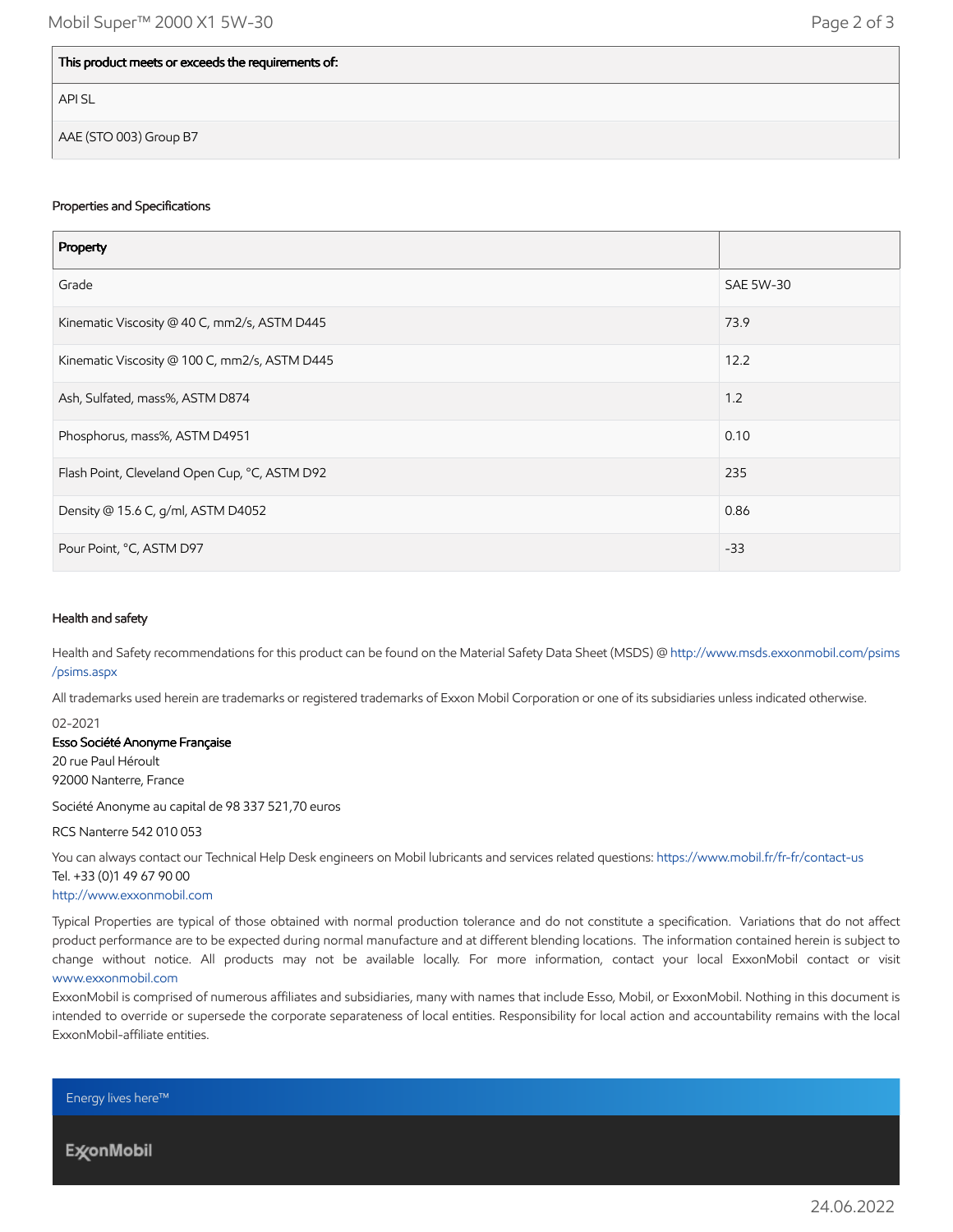| This product meets or exceeds the requirements of: |
|---|
| API SL |
| AAE (STO 003) Group B7 |

### Properties and Specifications

| Property | |
|---|---|
| Grade | SAE 5W-30 |
| Kinematic Viscosity @ 40 C, mm2/s, ASTM D445 | 73.9 |
| Kinematic Viscosity @ 100 C, mm2/s, ASTM D445 | 12.2 |
| Ash, Sulfated, mass%, ASTM D874 | 1.2 |
| Phosphorus, mass%, ASTM D4951 | 0.10 |
| Flash Point, Cleveland Open Cup, °C, ASTM D92 | 235 |
| Density @ 15.6 C, g/ml, ASTM D4052 | 0.86 |
| Pour Point, °C, ASTM D97 | -33 |

### Health and safety

Health and Safety recommendations for this product can be found on the Material Safety Data Sheet (MSDS) @ http://www.msds.exxonmobil.com/psims/psims.aspx

All trademarks used herein are trademarks or registered trademarks of Exxon Mobil Corporation or one of its subsidiaries unless indicated otherwise.

02-2021

**Esso Société Anonyme Française**
20 rue Paul Héroult
92000 Nanterre, France

Société Anonyme au capital de 98 337 521,70 euros

RCS Nanterre 542 010 053

You can always contact our Technical Help Desk engineers on Mobil lubricants and services related questions: https://www.mobil.fr/fr-fr/contact-us
Tel. +33 (0)1 49 67 90 00
http://www.exxonmobil.com

Typical Properties are typical of those obtained with normal production tolerance and do not constitute a specification. Variations that do not affect product performance are to be expected during normal manufacture and at different blending locations. The information contained herein is subject to change without notice. All products may not be available locally. For more information, contact your local ExxonMobil contact or visit www.exxonmobil.com

ExxonMobil is comprised of numerous affiliates and subsidiaries, many with names that include Esso, Mobil, or ExxonMobil. Nothing in this document is intended to override or supersede the corporate separateness of local entities. Responsibility for local action and accountability remains with the local ExxonMobil-affiliate entities.

Energy lives here™

ExxonMobil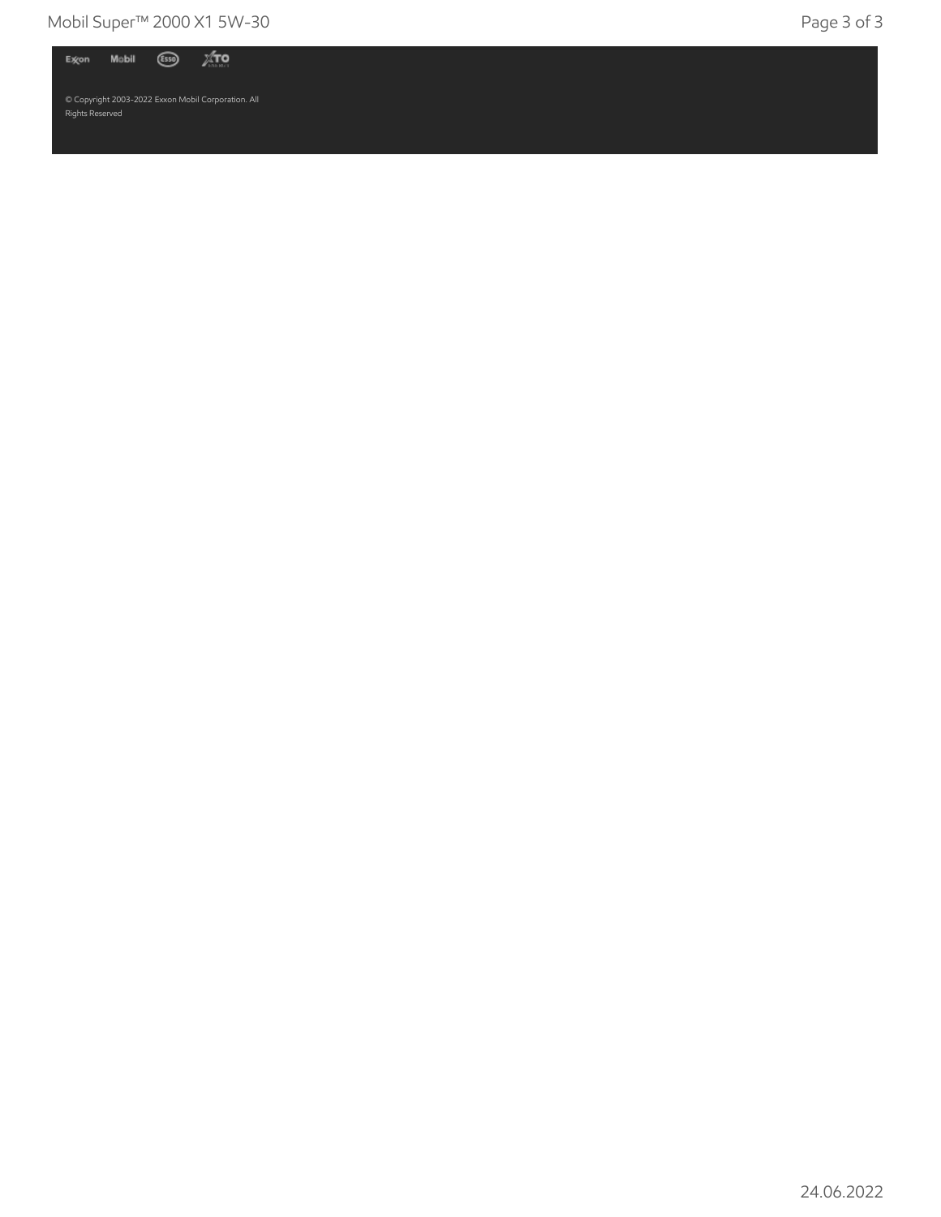Exxon Mobil Esso XTO

© Copyright 2003-2022 Exxon Mobil Corporation. All Rights Reserved